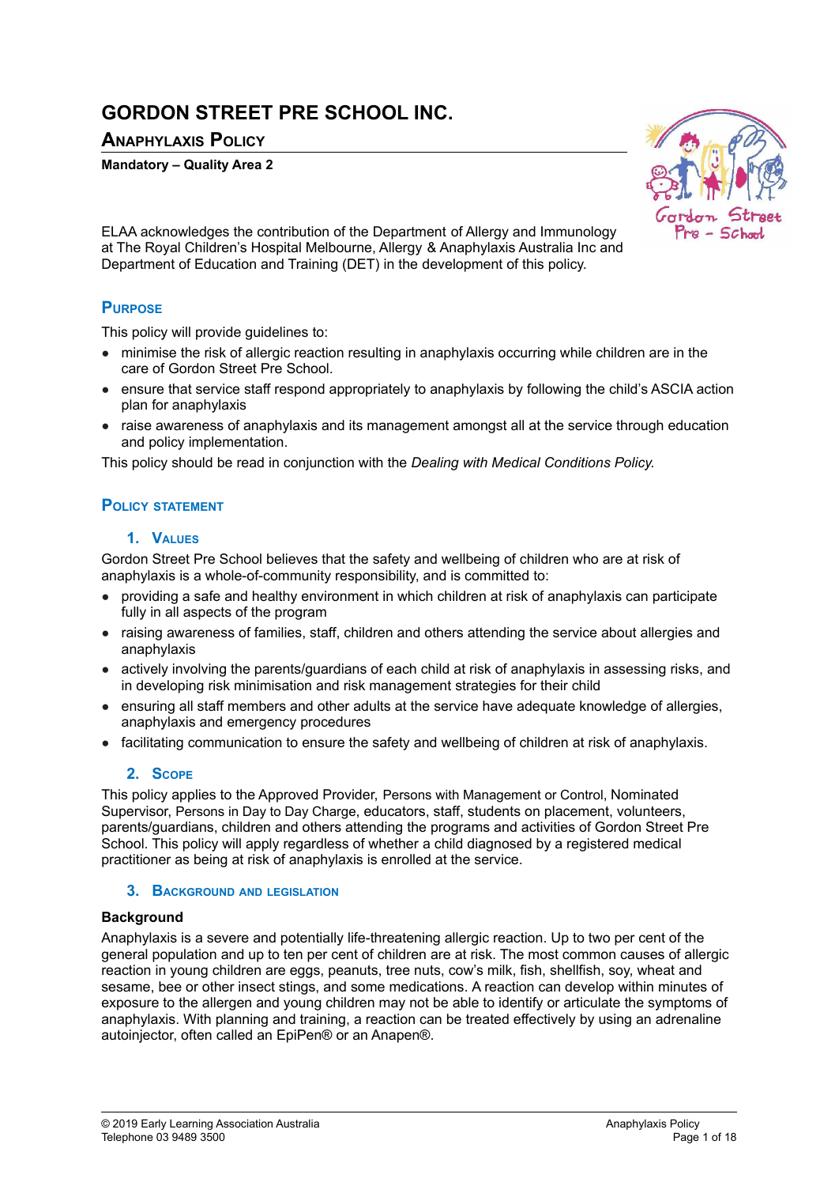# GORDON STREET PRE SCHOOL INC.

## Anaphylaxis Policy

**Mandatory – Quality Area 2**

ELAA acknowledges the contribution of the Department of Allergy and Immunology at The Royal Children's Hospital Melbourne, Allergy & Anaphylaxis Australia Inc and Department of Education and Training (DET) in the development of this policy.

## Purpose

This policy will provide guidelines to:

- minimise the risk of allergic reaction resulting in anaphylaxis occurring while children are in the care of Gordon Street Pre School.
- ensure that service staff respond appropriately to anaphylaxis by following the child's ASCIA action plan for anaphylaxis
- raise awareness of anaphylaxis and its management amongst all at the service through education and policy implementation.

This policy should be read in conjunction with the *Dealing with Medical Conditions Policy.*

## Policy statement

### 1. Values

Gordon Street Pre School believes that the safety and wellbeing of children who are at risk of anaphylaxis is a whole-of-community responsibility, and is committed to:

- providing a safe and healthy environment in which children at risk of anaphylaxis can participate fully in all aspects of the program
- raising awareness of families, staff, children and others attending the service about allergies and anaphylaxis
- actively involving the parents/guardians of each child at risk of anaphylaxis in assessing risks, and in developing risk minimisation and risk management strategies for their child
- ensuring all staff members and other adults at the service have adequate knowledge of allergies, anaphylaxis and emergency procedures
- facilitating communication to ensure the safety and wellbeing of children at risk of anaphylaxis.

### 2. Scope

This policy applies to the Approved Provider, Persons with Management or Control, Nominated Supervisor, Persons in Day to Day Charge, educators, staff, students on placement, volunteers, parents/guardians, children and others attending the programs and activities of Gordon Street Pre School. This policy will apply regardless of whether a child diagnosed by a registered medical practitioner as being at risk of anaphylaxis is enrolled at the service.

### 3. Background and legislation

**Background**

Anaphylaxis is a severe and potentially life-threatening allergic reaction. Up to two per cent of the general population and up to ten per cent of children are at risk. The most common causes of allergic reaction in young children are eggs, peanuts, tree nuts, cow's milk, fish, shellfish, soy, wheat and sesame, bee or other insect stings, and some medications. A reaction can develop within minutes of exposure to the allergen and young children may not be able to identify or articulate the symptoms of anaphylaxis. With planning and training, a reaction can be treated effectively by using an adrenaline autoinjector, often called an EpiPen® or an Anapen®.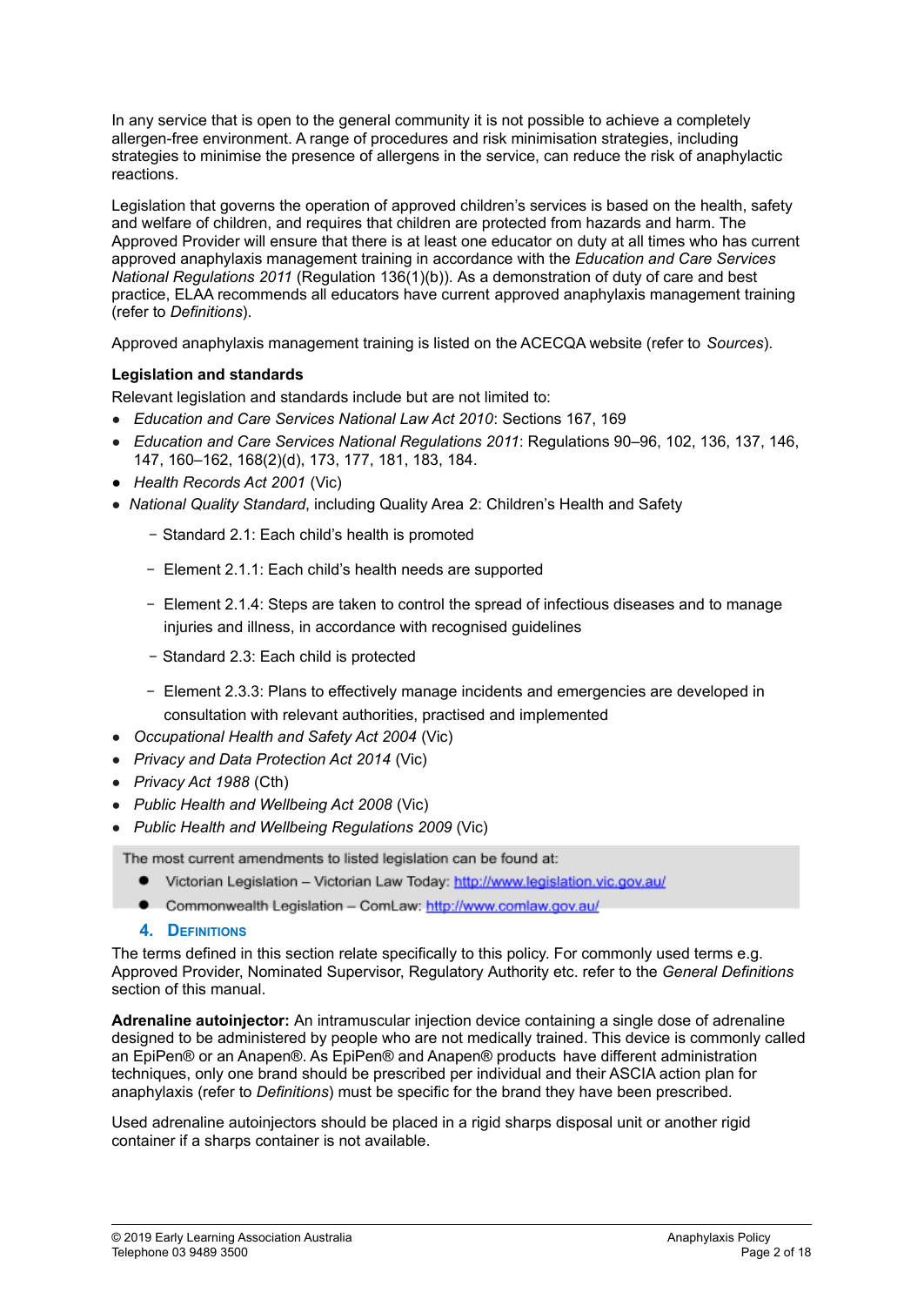In any service that is open to the general community it is not possible to achieve a completely allergen-free environment. A range of procedures and risk minimisation strategies, including strategies to minimise the presence of allergens in the service, can reduce the risk of anaphylactic reactions.

Legislation that governs the operation of approved children's services is based on the health, safety and welfare of children, and requires that children are protected from hazards and harm. The Approved Provider will ensure that there is at least one educator on duty at all times who has current approved anaphylaxis management training in accordance with the *Education and Care Services National Regulations 2011* (Regulation 136(1)(b)). As a demonstration of duty of care and best practice, ELAA recommends all educators have current approved anaphylaxis management training (refer to *Definitions*).

Approved anaphylaxis management training is listed on the ACECQA website (refer to *Sources*).

**Legislation and standards**

Relevant legislation and standards include but are not limited to:

- *Education and Care Services National Law Act 2010*: Sections 167, 169
- *Education and Care Services National Regulations 2011*: Regulations 90–96, 102, 136, 137, 146, 147, 160–162, 168(2)(d), 173, 177, 181, 183, 184.
- *Health Records Act 2001* (Vic)
- *National Quality Standard*, including Quality Area 2: Children's Health and Safety
  - Standard 2.1: Each child's health is promoted
  - Element 2.1.1: Each child's health needs are supported
  - Element 2.1.4: Steps are taken to control the spread of infectious diseases and to manage injuries and illness, in accordance with recognised guidelines
  - Standard 2.3: Each child is protected
  - Element 2.3.3: Plans to effectively manage incidents and emergencies are developed in consultation with relevant authorities, practised and implemented
- *Occupational Health and Safety Act 2004* (Vic)
- *Privacy and Data Protection Act 2014* (Vic)
- *Privacy Act 1988* (Cth)
- *Public Health and Wellbeing Act 2008* (Vic)
- *Public Health and Wellbeing Regulations 2009* (Vic)

The most current amendments to listed legislation can be found at:

- Victorian Legislation – Victorian Law Today: http://www.legislation.vic.gov.au/
- Commonwealth Legislation – ComLaw: http://www.comlaw.gov.au/

## 4. Definitions

The terms defined in this section relate specifically to this policy. For commonly used terms e.g. Approved Provider, Nominated Supervisor, Regulatory Authority etc. refer to the *General Definitions* section of this manual.

**Adrenaline autoinjector:** An intramuscular injection device containing a single dose of adrenaline designed to be administered by people who are not medically trained. This device is commonly called an EpiPen® or an Anapen®. As EpiPen® and Anapen® products have different administration techniques, only one brand should be prescribed per individual and their ASCIA action plan for anaphylaxis (refer to *Definitions*) must be specific for the brand they have been prescribed.

Used adrenaline autoinjectors should be placed in a rigid sharps disposal unit or another rigid container if a sharps container is not available.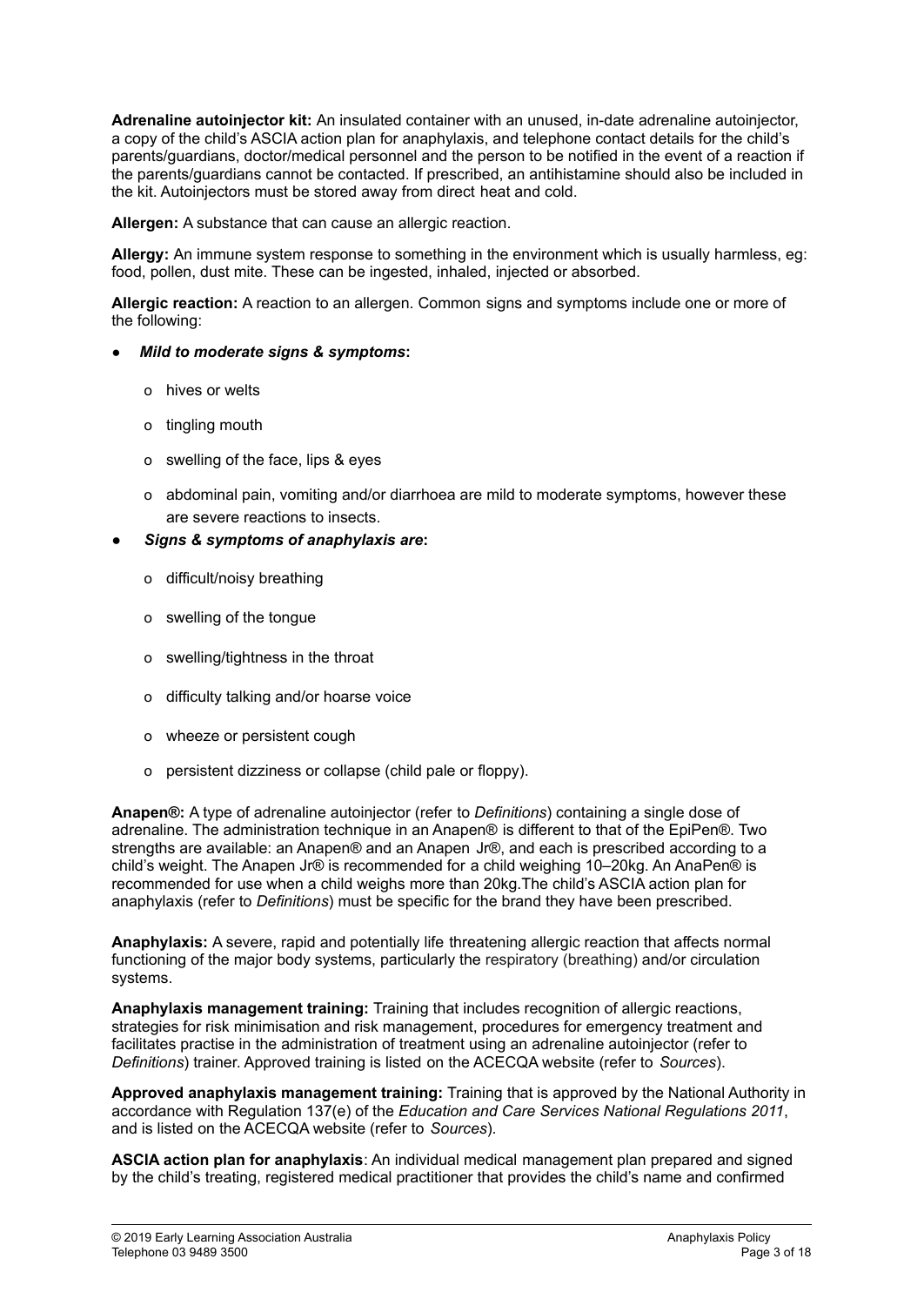**Adrenaline autoinjector kit:** An insulated container with an unused, in-date adrenaline autoinjector, a copy of the child's ASCIA action plan for anaphylaxis, and telephone contact details for the child's parents/guardians, doctor/medical personnel and the person to be notified in the event of a reaction if the parents/guardians cannot be contacted. If prescribed, an antihistamine should also be included in the kit. Autoinjectors must be stored away from direct heat and cold.

**Allergen:** A substance that can cause an allergic reaction.

**Allergy:** An immune system response to something in the environment which is usually harmless, eg: food, pollen, dust mite. These can be ingested, inhaled, injected or absorbed.

**Allergic reaction:** A reaction to an allergen. Common signs and symptoms include one or more of the following:

- ***Mild to moderate signs & symptoms*:**
  - hives or welts
  - tingling mouth
  - swelling of the face, lips & eyes
  - abdominal pain, vomiting and/or diarrhoea are mild to moderate symptoms, however these are severe reactions to insects.
- ***Signs & symptoms of anaphylaxis are*:**
  - difficult/noisy breathing
  - swelling of the tongue
  - swelling/tightness in the throat
  - difficulty talking and/or hoarse voice
  - wheeze or persistent cough
  - persistent dizziness or collapse (child pale or floppy).

**Anapen®:** A type of adrenaline autoinjector (refer to *Definitions*) containing a single dose of adrenaline. The administration technique in an Anapen® is different to that of the EpiPen®. Two strengths are available: an Anapen® and an Anapen Jr®, and each is prescribed according to a child's weight. The Anapen Jr® is recommended for a child weighing 10–20kg. An AnaPen® is recommended for use when a child weighs more than 20kg.The child's ASCIA action plan for anaphylaxis (refer to *Definitions*) must be specific for the brand they have been prescribed.

**Anaphylaxis:** A severe, rapid and potentially life threatening allergic reaction that affects normal functioning of the major body systems, particularly the respiratory (breathing) and/or circulation systems.

**Anaphylaxis management training:** Training that includes recognition of allergic reactions, strategies for risk minimisation and risk management, procedures for emergency treatment and facilitates practise in the administration of treatment using an adrenaline autoinjector (refer to *Definitions*) trainer. Approved training is listed on the ACECQA website (refer to *Sources*).

**Approved anaphylaxis management training:** Training that is approved by the National Authority in accordance with Regulation 137(e) of the *Education and Care Services National Regulations 2011*, and is listed on the ACECQA website (refer to *Sources*).

**ASCIA action plan for anaphylaxis**: An individual medical management plan prepared and signed by the child's treating, registered medical practitioner that provides the child's name and confirmed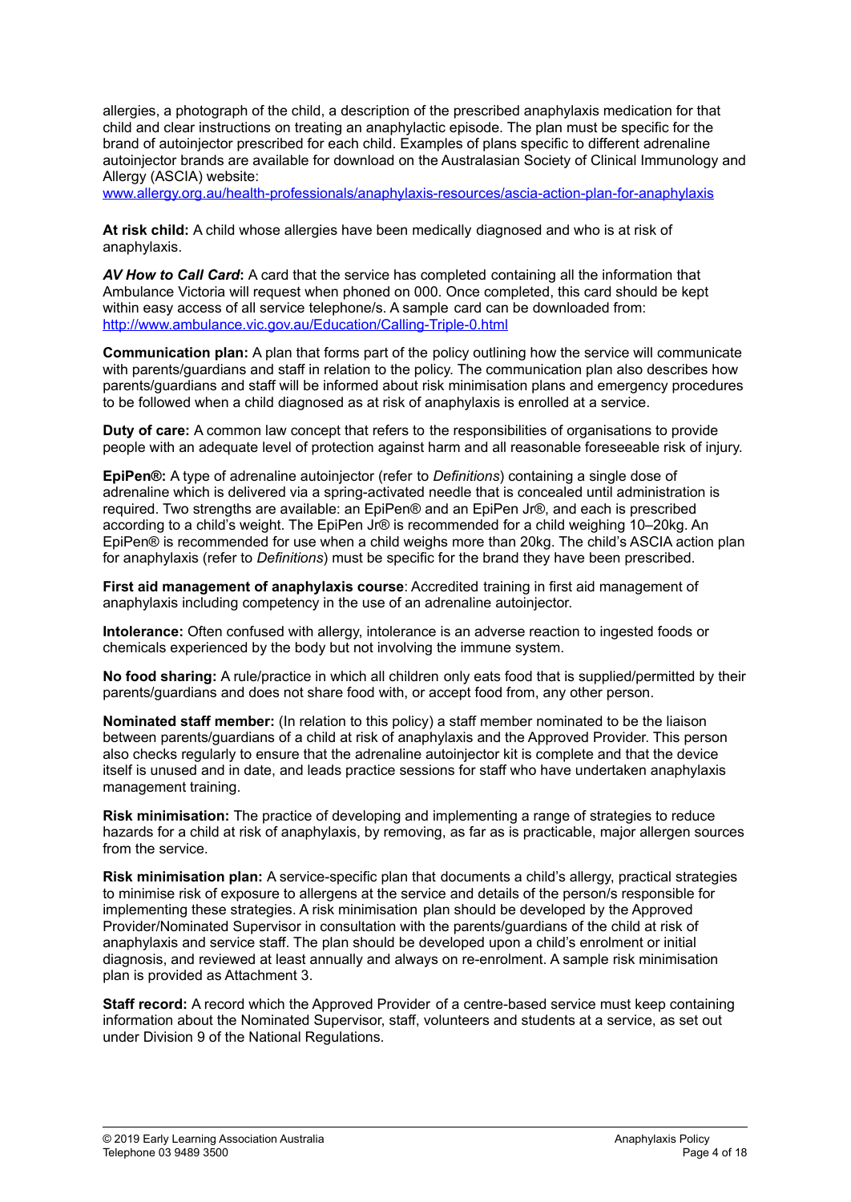allergies, a photograph of the child, a description of the prescribed anaphylaxis medication for that child and clear instructions on treating an anaphylactic episode. The plan must be specific for the brand of autoinjector prescribed for each child. Examples of plans specific to different adrenaline autoinjector brands are available for download on the Australasian Society of Clinical Immunology and Allergy (ASCIA) website:
www.allergy.org.au/health-professionals/anaphylaxis-resources/ascia-action-plan-for-anaphylaxis

**At risk child:** A child whose allergies have been medically diagnosed and who is at risk of anaphylaxis.

***AV How to Call Card*:** A card that the service has completed containing all the information that Ambulance Victoria will request when phoned on 000. Once completed, this card should be kept within easy access of all service telephone/s. A sample card can be downloaded from:
http://www.ambulance.vic.gov.au/Education/Calling-Triple-0.html

**Communication plan:** A plan that forms part of the policy outlining how the service will communicate with parents/guardians and staff in relation to the policy. The communication plan also describes how parents/guardians and staff will be informed about risk minimisation plans and emergency procedures to be followed when a child diagnosed as at risk of anaphylaxis is enrolled at a service.

**Duty of care:** A common law concept that refers to the responsibilities of organisations to provide people with an adequate level of protection against harm and all reasonable foreseeable risk of injury.

**EpiPen®:** A type of adrenaline autoinjector (refer to *Definitions*) containing a single dose of adrenaline which is delivered via a spring-activated needle that is concealed until administration is required. Two strengths are available: an EpiPen® and an EpiPen Jr®, and each is prescribed according to a child's weight. The EpiPen Jr® is recommended for a child weighing 10–20kg. An EpiPen® is recommended for use when a child weighs more than 20kg. The child's ASCIA action plan for anaphylaxis (refer to *Definitions*) must be specific for the brand they have been prescribed.

**First aid management of anaphylaxis course**: Accredited training in first aid management of anaphylaxis including competency in the use of an adrenaline autoinjector.

**Intolerance:** Often confused with allergy, intolerance is an adverse reaction to ingested foods or chemicals experienced by the body but not involving the immune system.

**No food sharing:** A rule/practice in which all children only eats food that is supplied/permitted by their parents/guardians and does not share food with, or accept food from, any other person.

**Nominated staff member:** (In relation to this policy) a staff member nominated to be the liaison between parents/guardians of a child at risk of anaphylaxis and the Approved Provider. This person also checks regularly to ensure that the adrenaline autoinjector kit is complete and that the device itself is unused and in date, and leads practice sessions for staff who have undertaken anaphylaxis management training.

**Risk minimisation:** The practice of developing and implementing a range of strategies to reduce hazards for a child at risk of anaphylaxis, by removing, as far as is practicable, major allergen sources from the service.

**Risk minimisation plan:** A service-specific plan that documents a child's allergy, practical strategies to minimise risk of exposure to allergens at the service and details of the person/s responsible for implementing these strategies. A risk minimisation plan should be developed by the Approved Provider/Nominated Supervisor in consultation with the parents/guardians of the child at risk of anaphylaxis and service staff. The plan should be developed upon a child's enrolment or initial diagnosis, and reviewed at least annually and always on re-enrolment. A sample risk minimisation plan is provided as Attachment 3.

**Staff record:** A record which the Approved Provider of a centre-based service must keep containing information about the Nominated Supervisor, staff, volunteers and students at a service, as set out under Division 9 of the National Regulations.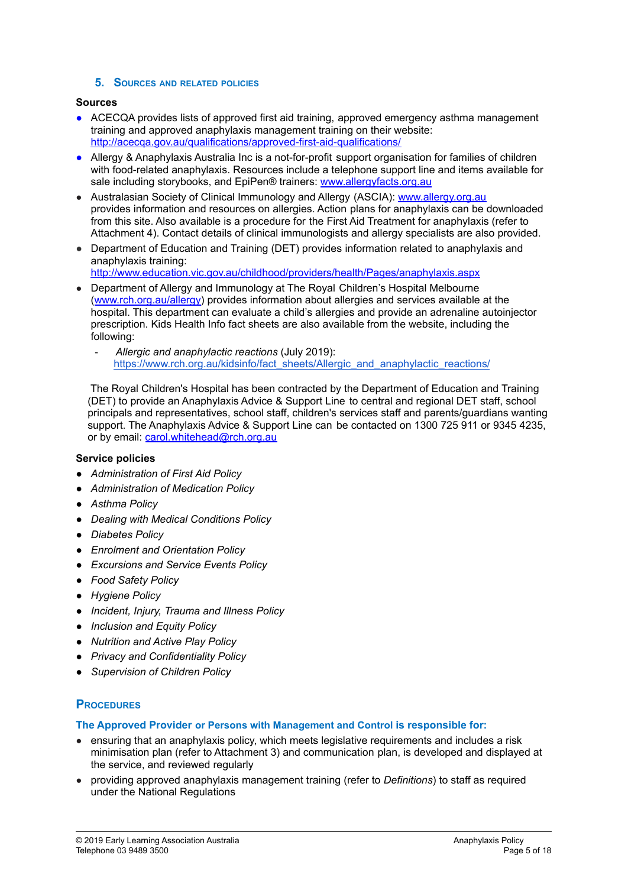## 5. Sources and related policies

**Sources**

- ACECQA provides lists of approved first aid training, approved emergency asthma management training and approved anaphylaxis management training on their website: http://acecqa.gov.au/qualifications/approved-first-aid-qualifications/
- Allergy & Anaphylaxis Australia Inc is a not-for-profit support organisation for families of children with food-related anaphylaxis. Resources include a telephone support line and items available for sale including storybooks, and EpiPen® trainers: www.allergyfacts.org.au
- Australasian Society of Clinical Immunology and Allergy (ASCIA): www.allergy.org.au provides information and resources on allergies. Action plans for anaphylaxis can be downloaded from this site. Also available is a procedure for the First Aid Treatment for anaphylaxis (refer to Attachment 4). Contact details of clinical immunologists and allergy specialists are also provided.
- Department of Education and Training (DET) provides information related to anaphylaxis and anaphylaxis training: http://www.education.vic.gov.au/childhood/providers/health/Pages/anaphylaxis.aspx
- Department of Allergy and Immunology at The Royal Children's Hospital Melbourne (www.rch.org.au/allergy) provides information about allergies and services available at the hospital. This department can evaluate a child's allergies and provide an adrenaline autoinjector prescription. Kids Health Info fact sheets are also available from the website, including the following:
  - *Allergic and anaphylactic reactions* (July 2019): https://www.rch.org.au/kidsinfo/fact_sheets/Allergic_and_anaphylactic_reactions/

  The Royal Children's Hospital has been contracted by the Department of Education and Training (DET) to provide an Anaphylaxis Advice & Support Line to central and regional DET staff, school principals and representatives, school staff, children's services staff and parents/guardians wanting support. The Anaphylaxis Advice & Support Line can be contacted on 1300 725 911 or 9345 4235, or by email: carol.whitehead@rch.org.au

**Service policies**

- *Administration of First Aid Policy*
- *Administration of Medication Policy*
- *Asthma Policy*
- *Dealing with Medical Conditions Policy*
- *Diabetes Policy*
- *Enrolment and Orientation Policy*
- *Excursions and Service Events Policy*
- *Food Safety Policy*
- *Hygiene Policy*
- *Incident, Injury, Trauma and Illness Policy*
- *Inclusion and Equity Policy*
- *Nutrition and Active Play Policy*
- *Privacy and Confidentiality Policy*
- *Supervision of Children Policy*

## Procedures

### The Approved Provider or Persons with Management and Control is responsible for:

- ensuring that an anaphylaxis policy, which meets legislative requirements and includes a risk minimisation plan (refer to Attachment 3) and communication plan, is developed and displayed at the service, and reviewed regularly
- providing approved anaphylaxis management training (refer to *Definitions*) to staff as required under the National Regulations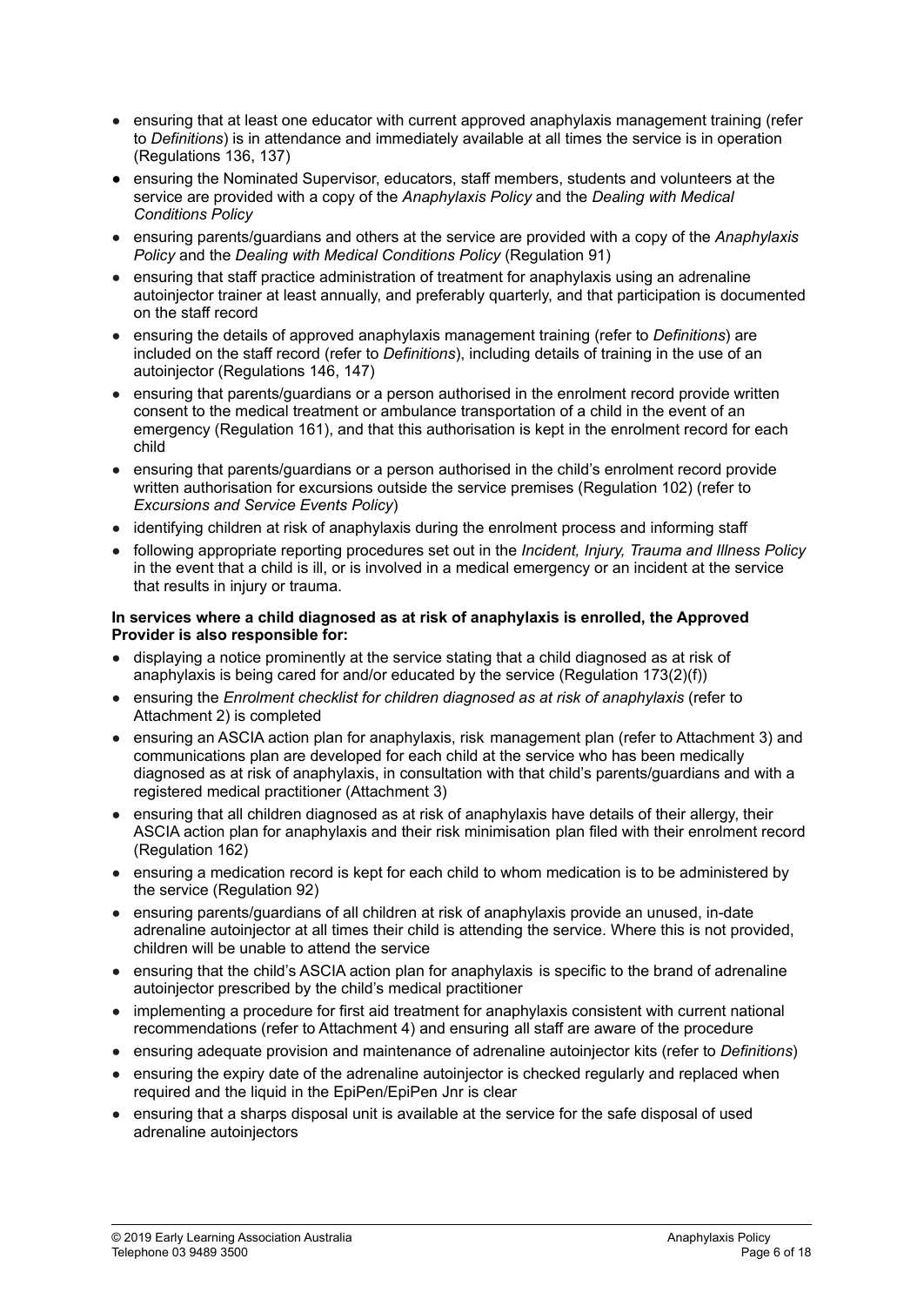- ensuring that at least one educator with current approved anaphylaxis management training (refer to *Definitions*) is in attendance and immediately available at all times the service is in operation (Regulations 136, 137)
- ensuring the Nominated Supervisor, educators, staff members, students and volunteers at the service are provided with a copy of the *Anaphylaxis Policy* and the *Dealing with Medical Conditions Policy*
- ensuring parents/guardians and others at the service are provided with a copy of the *Anaphylaxis Policy* and the *Dealing with Medical Conditions Policy* (Regulation 91)
- ensuring that staff practice administration of treatment for anaphylaxis using an adrenaline autoinjector trainer at least annually, and preferably quarterly, and that participation is documented on the staff record
- ensuring the details of approved anaphylaxis management training (refer to *Definitions*) are included on the staff record (refer to *Definitions*), including details of training in the use of an autoinjector (Regulations 146, 147)
- ensuring that parents/guardians or a person authorised in the enrolment record provide written consent to the medical treatment or ambulance transportation of a child in the event of an emergency (Regulation 161), and that this authorisation is kept in the enrolment record for each child
- ensuring that parents/guardians or a person authorised in the child's enrolment record provide written authorisation for excursions outside the service premises (Regulation 102) (refer to *Excursions and Service Events Policy*)
- identifying children at risk of anaphylaxis during the enrolment process and informing staff
- following appropriate reporting procedures set out in the *Incident, Injury, Trauma and Illness Policy* in the event that a child is ill, or is involved in a medical emergency or an incident at the service that results in injury or trauma.

**In services where a child diagnosed as at risk of anaphylaxis is enrolled, the Approved Provider is also responsible for:**

- displaying a notice prominently at the service stating that a child diagnosed as at risk of anaphylaxis is being cared for and/or educated by the service (Regulation 173(2)(f))
- ensuring the *Enrolment checklist for children diagnosed as at risk of anaphylaxis* (refer to Attachment 2) is completed
- ensuring an ASCIA action plan for anaphylaxis, risk management plan (refer to Attachment 3) and communications plan are developed for each child at the service who has been medically diagnosed as at risk of anaphylaxis, in consultation with that child's parents/guardians and with a registered medical practitioner (Attachment 3)
- ensuring that all children diagnosed as at risk of anaphylaxis have details of their allergy, their ASCIA action plan for anaphylaxis and their risk minimisation plan filed with their enrolment record (Regulation 162)
- ensuring a medication record is kept for each child to whom medication is to be administered by the service (Regulation 92)
- ensuring parents/guardians of all children at risk of anaphylaxis provide an unused, in-date adrenaline autoinjector at all times their child is attending the service. Where this is not provided, children will be unable to attend the service
- ensuring that the child's ASCIA action plan for anaphylaxis is specific to the brand of adrenaline autoinjector prescribed by the child's medical practitioner
- implementing a procedure for first aid treatment for anaphylaxis consistent with current national recommendations (refer to Attachment 4) and ensuring all staff are aware of the procedure
- ensuring adequate provision and maintenance of adrenaline autoinjector kits (refer to *Definitions*)
- ensuring the expiry date of the adrenaline autoinjector is checked regularly and replaced when required and the liquid in the EpiPen/EpiPen Jnr is clear
- ensuring that a sharps disposal unit is available at the service for the safe disposal of used adrenaline autoinjectors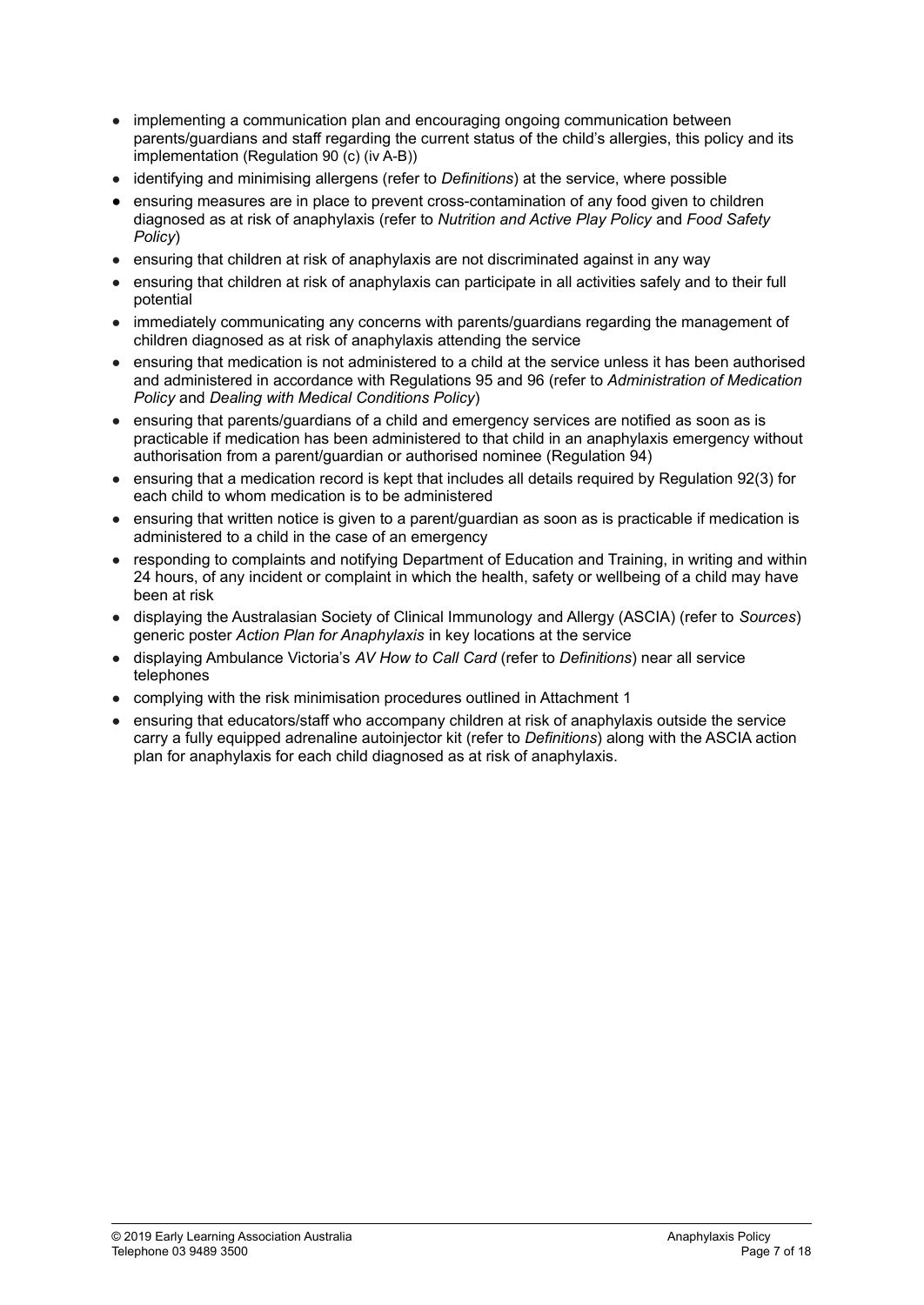- implementing a communication plan and encouraging ongoing communication between parents/guardians and staff regarding the current status of the child's allergies, this policy and its implementation (Regulation 90 (c) (iv A-B))
- identifying and minimising allergens (refer to *Definitions*) at the service, where possible
- ensuring measures are in place to prevent cross-contamination of any food given to children diagnosed as at risk of anaphylaxis (refer to *Nutrition and Active Play Policy* and *Food Safety Policy*)
- ensuring that children at risk of anaphylaxis are not discriminated against in any way
- ensuring that children at risk of anaphylaxis can participate in all activities safely and to their full potential
- immediately communicating any concerns with parents/guardians regarding the management of children diagnosed as at risk of anaphylaxis attending the service
- ensuring that medication is not administered to a child at the service unless it has been authorised and administered in accordance with Regulations 95 and 96 (refer to *Administration of Medication Policy* and *Dealing with Medical Conditions Policy*)
- ensuring that parents/guardians of a child and emergency services are notified as soon as is practicable if medication has been administered to that child in an anaphylaxis emergency without authorisation from a parent/guardian or authorised nominee (Regulation 94)
- ensuring that a medication record is kept that includes all details required by Regulation 92(3) for each child to whom medication is to be administered
- ensuring that written notice is given to a parent/guardian as soon as is practicable if medication is administered to a child in the case of an emergency
- responding to complaints and notifying Department of Education and Training, in writing and within 24 hours, of any incident or complaint in which the health, safety or wellbeing of a child may have been at risk
- displaying the Australasian Society of Clinical Immunology and Allergy (ASCIA) (refer to *Sources*) generic poster *Action Plan for Anaphylaxis* in key locations at the service
- displaying Ambulance Victoria's *AV How to Call Card* (refer to *Definitions*) near all service telephones
- complying with the risk minimisation procedures outlined in Attachment 1
- ensuring that educators/staff who accompany children at risk of anaphylaxis outside the service carry a fully equipped adrenaline autoinjector kit (refer to *Definitions*) along with the ASCIA action plan for anaphylaxis for each child diagnosed as at risk of anaphylaxis.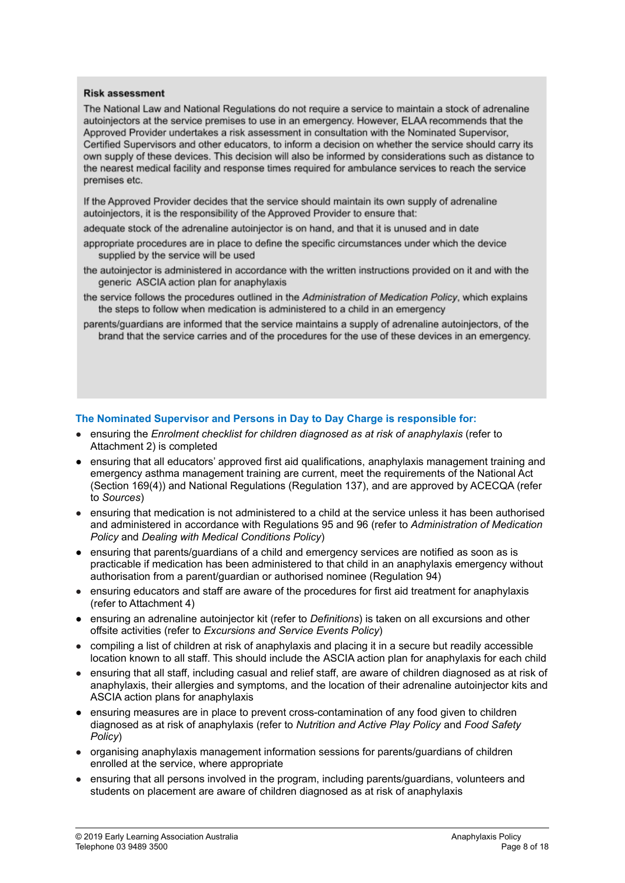**Risk assessment**

The National Law and National Regulations do not require a service to maintain a stock of adrenaline autoinjectors at the service premises to use in an emergency. However, ELAA recommends that the Approved Provider undertakes a risk assessment in consultation with the Nominated Supervisor, Certified Supervisors and other educators, to inform a decision on whether the service should carry its own supply of these devices. This decision will also be informed by considerations such as distance to the nearest medical facility and response times required for ambulance services to reach the service premises etc.

If the Approved Provider decides that the service should maintain its own supply of adrenaline autoinjectors, it is the responsibility of the Approved Provider to ensure that:

adequate stock of the adrenaline autoinjector is on hand, and that it is unused and in date

appropriate procedures are in place to define the specific circumstances under which the device supplied by the service will be used

the autoinjector is administered in accordance with the written instructions provided on it and with the generic ASCIA action plan for anaphylaxis

the service follows the procedures outlined in the *Administration of Medication Policy*, which explains the steps to follow when medication is administered to a child in an emergency

parents/guardians are informed that the service maintains a supply of adrenaline autoinjectors, of the brand that the service carries and of the procedures for the use of these devices in an emergency.

**The Nominated Supervisor and Persons in Day to Day Charge is responsible for:**

- ensuring the *Enrolment checklist for children diagnosed as at risk of anaphylaxis* (refer to Attachment 2) is completed
- ensuring that all educators' approved first aid qualifications, anaphylaxis management training and emergency asthma management training are current, meet the requirements of the National Act (Section 169(4)) and National Regulations (Regulation 137), and are approved by ACECQA (refer to *Sources*)
- ensuring that medication is not administered to a child at the service unless it has been authorised and administered in accordance with Regulations 95 and 96 (refer to *Administration of Medication Policy* and *Dealing with Medical Conditions Policy*)
- ensuring that parents/guardians of a child and emergency services are notified as soon as is practicable if medication has been administered to that child in an anaphylaxis emergency without authorisation from a parent/guardian or authorised nominee (Regulation 94)
- ensuring educators and staff are aware of the procedures for first aid treatment for anaphylaxis (refer to Attachment 4)
- ensuring an adrenaline autoinjector kit (refer to *Definitions*) is taken on all excursions and other offsite activities (refer to *Excursions and Service Events Policy*)
- compiling a list of children at risk of anaphylaxis and placing it in a secure but readily accessible location known to all staff. This should include the ASCIA action plan for anaphylaxis for each child
- ensuring that all staff, including casual and relief staff, are aware of children diagnosed as at risk of anaphylaxis, their allergies and symptoms, and the location of their adrenaline autoinjector kits and ASCIA action plans for anaphylaxis
- ensuring measures are in place to prevent cross-contamination of any food given to children diagnosed as at risk of anaphylaxis (refer to *Nutrition and Active Play Policy* and *Food Safety Policy*)
- organising anaphylaxis management information sessions for parents/guardians of children enrolled at the service, where appropriate
- ensuring that all persons involved in the program, including parents/guardians, volunteers and students on placement are aware of children diagnosed as at risk of anaphylaxis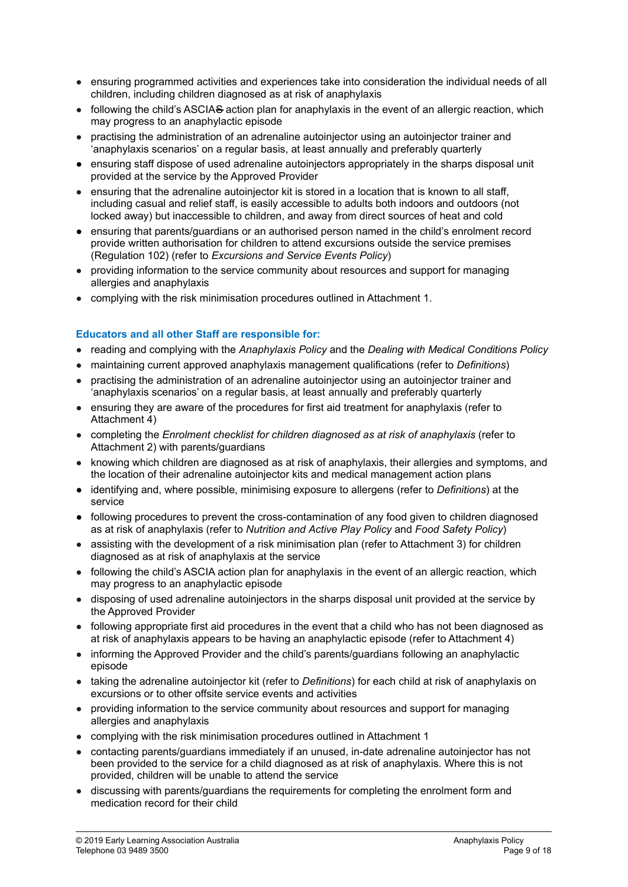- ensuring programmed activities and experiences take into consideration the individual needs of all children, including children diagnosed as at risk of anaphylaxis
- following the child's ASCIA~~S~~ action plan for anaphylaxis in the event of an allergic reaction, which may progress to an anaphylactic episode
- practising the administration of an adrenaline autoinjector using an autoinjector trainer and 'anaphylaxis scenarios' on a regular basis, at least annually and preferably quarterly
- ensuring staff dispose of used adrenaline autoinjectors appropriately in the sharps disposal unit provided at the service by the Approved Provider
- ensuring that the adrenaline autoinjector kit is stored in a location that is known to all staff, including casual and relief staff, is easily accessible to adults both indoors and outdoors (not locked away) but inaccessible to children, and away from direct sources of heat and cold
- ensuring that parents/guardians or an authorised person named in the child's enrolment record provide written authorisation for children to attend excursions outside the service premises (Regulation 102) (refer to *Excursions and Service Events Policy*)
- providing information to the service community about resources and support for managing allergies and anaphylaxis
- complying with the risk minimisation procedures outlined in Attachment 1.

**Educators and all other Staff are responsible for:**

- reading and complying with the *Anaphylaxis Policy* and the *Dealing with Medical Conditions Policy*
- maintaining current approved anaphylaxis management qualifications (refer to *Definitions*)
- practising the administration of an adrenaline autoinjector using an autoinjector trainer and 'anaphylaxis scenarios' on a regular basis, at least annually and preferably quarterly
- ensuring they are aware of the procedures for first aid treatment for anaphylaxis (refer to Attachment 4)
- completing the *Enrolment checklist for children diagnosed as at risk of anaphylaxis* (refer to Attachment 2) with parents/guardians
- knowing which children are diagnosed as at risk of anaphylaxis, their allergies and symptoms, and the location of their adrenaline autoinjector kits and medical management action plans
- identifying and, where possible, minimising exposure to allergens (refer to *Definitions*) at the service
- following procedures to prevent the cross-contamination of any food given to children diagnosed as at risk of anaphylaxis (refer to *Nutrition and Active Play Policy* and *Food Safety Policy*)
- assisting with the development of a risk minimisation plan (refer to Attachment 3) for children diagnosed as at risk of anaphylaxis at the service
- following the child's ASCIA action plan for anaphylaxis in the event of an allergic reaction, which may progress to an anaphylactic episode
- disposing of used adrenaline autoinjectors in the sharps disposal unit provided at the service by the Approved Provider
- following appropriate first aid procedures in the event that a child who has not been diagnosed as at risk of anaphylaxis appears to be having an anaphylactic episode (refer to Attachment 4)
- informing the Approved Provider and the child's parents/guardians following an anaphylactic episode
- taking the adrenaline autoinjector kit (refer to *Definitions*) for each child at risk of anaphylaxis on excursions or to other offsite service events and activities
- providing information to the service community about resources and support for managing allergies and anaphylaxis
- complying with the risk minimisation procedures outlined in Attachment 1
- contacting parents/guardians immediately if an unused, in-date adrenaline autoinjector has not been provided to the service for a child diagnosed as at risk of anaphylaxis. Where this is not provided, children will be unable to attend the service
- discussing with parents/guardians the requirements for completing the enrolment form and medication record for their child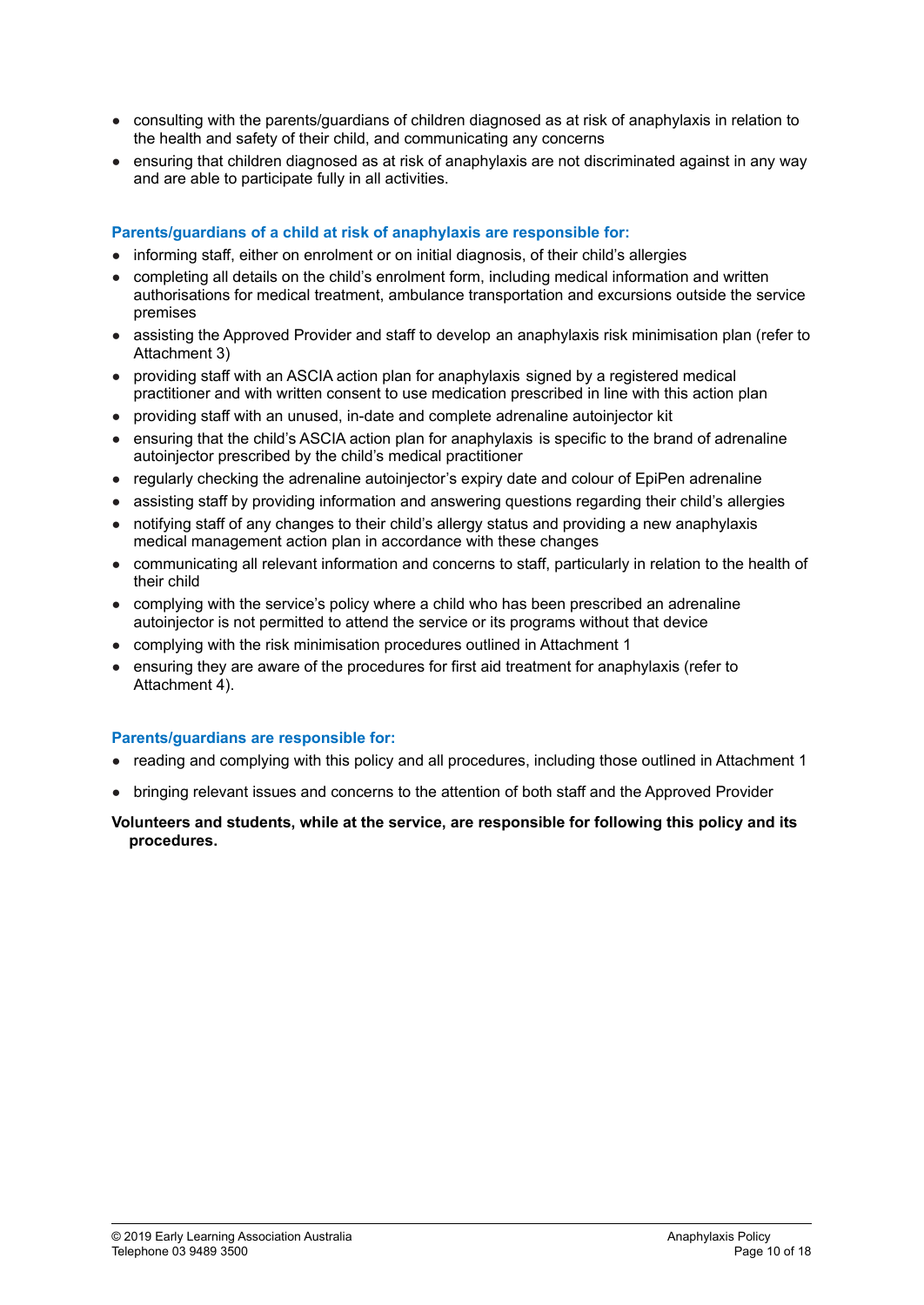- consulting with the parents/guardians of children diagnosed as at risk of anaphylaxis in relation to the health and safety of their child, and communicating any concerns
- ensuring that children diagnosed as at risk of anaphylaxis are not discriminated against in any way and are able to participate fully in all activities.

**Parents/guardians of a child at risk of anaphylaxis are responsible for:**

- informing staff, either on enrolment or on initial diagnosis, of their child's allergies
- completing all details on the child's enrolment form, including medical information and written authorisations for medical treatment, ambulance transportation and excursions outside the service premises
- assisting the Approved Provider and staff to develop an anaphylaxis risk minimisation plan (refer to Attachment 3)
- providing staff with an ASCIA action plan for anaphylaxis signed by a registered medical practitioner and with written consent to use medication prescribed in line with this action plan
- providing staff with an unused, in-date and complete adrenaline autoinjector kit
- ensuring that the child's ASCIA action plan for anaphylaxis is specific to the brand of adrenaline autoinjector prescribed by the child's medical practitioner
- regularly checking the adrenaline autoinjector's expiry date and colour of EpiPen adrenaline
- assisting staff by providing information and answering questions regarding their child's allergies
- notifying staff of any changes to their child's allergy status and providing a new anaphylaxis medical management action plan in accordance with these changes
- communicating all relevant information and concerns to staff, particularly in relation to the health of their child
- complying with the service's policy where a child who has been prescribed an adrenaline autoinjector is not permitted to attend the service or its programs without that device
- complying with the risk minimisation procedures outlined in Attachment 1
- ensuring they are aware of the procedures for first aid treatment for anaphylaxis (refer to Attachment 4).

**Parents/guardians are responsible for:**

- reading and complying with this policy and all procedures, including those outlined in Attachment 1
- bringing relevant issues and concerns to the attention of both staff and the Approved Provider

**Volunteers and students, while at the service, are responsible for following this policy and its procedures.**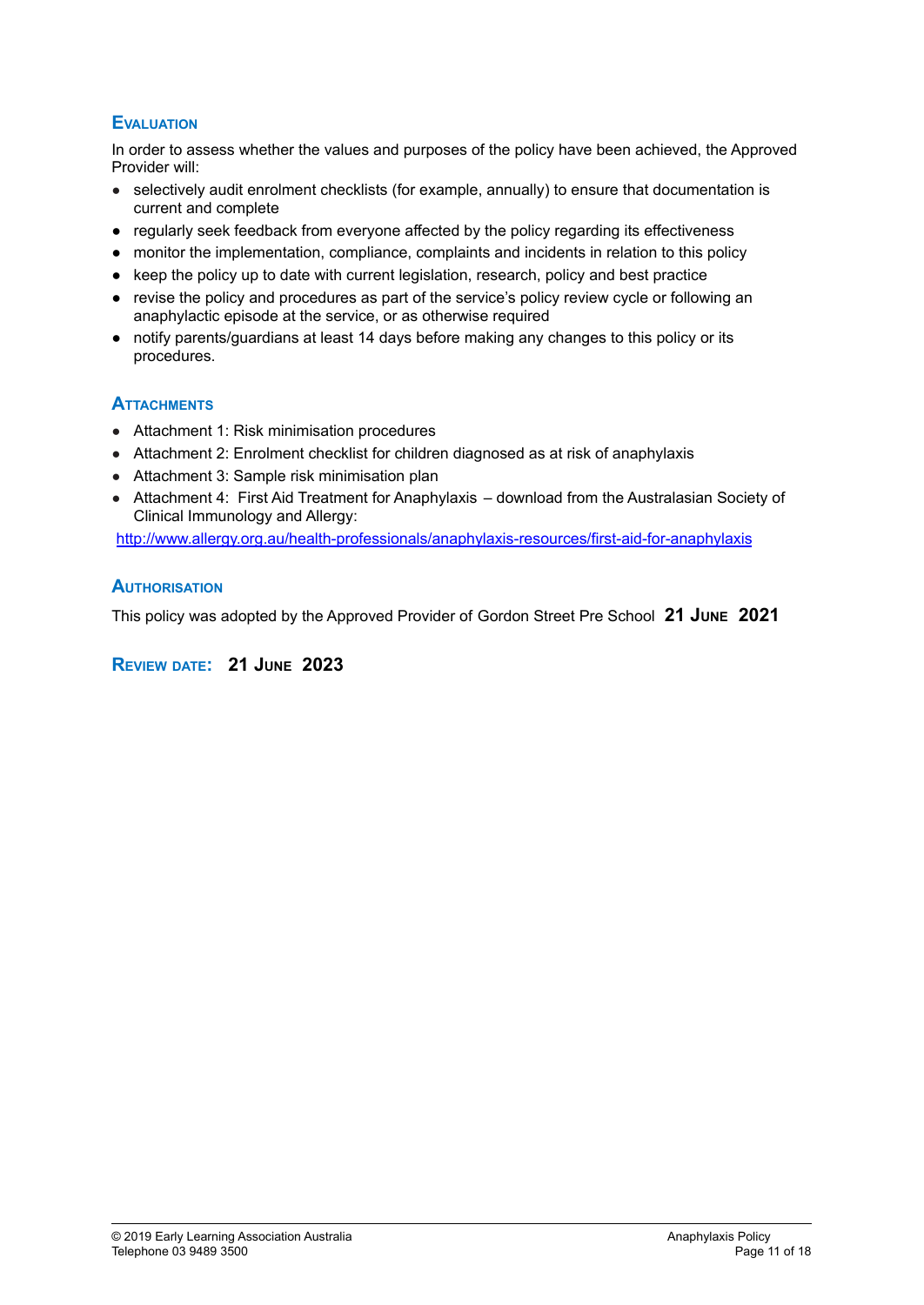## Evaluation

In order to assess whether the values and purposes of the policy have been achieved, the Approved Provider will:

- selectively audit enrolment checklists (for example, annually) to ensure that documentation is current and complete
- regularly seek feedback from everyone affected by the policy regarding its effectiveness
- monitor the implementation, compliance, complaints and incidents in relation to this policy
- keep the policy up to date with current legislation, research, policy and best practice
- revise the policy and procedures as part of the service's policy review cycle or following an anaphylactic episode at the service, or as otherwise required
- notify parents/guardians at least 14 days before making any changes to this policy or its procedures.

## Attachments

- Attachment 1: Risk minimisation procedures
- Attachment 2: Enrolment checklist for children diagnosed as at risk of anaphylaxis
- Attachment 3: Sample risk minimisation plan
- Attachment 4: First Aid Treatment for Anaphylaxis – download from the Australasian Society of Clinical Immunology and Allergy:

http://www.allergy.org.au/health-professionals/anaphylaxis-resources/first-aid-for-anaphylaxis

## Authorisation

This policy was adopted by the Approved Provider of Gordon Street Pre School **21 June 2021**

## Review date: **21 June 2023**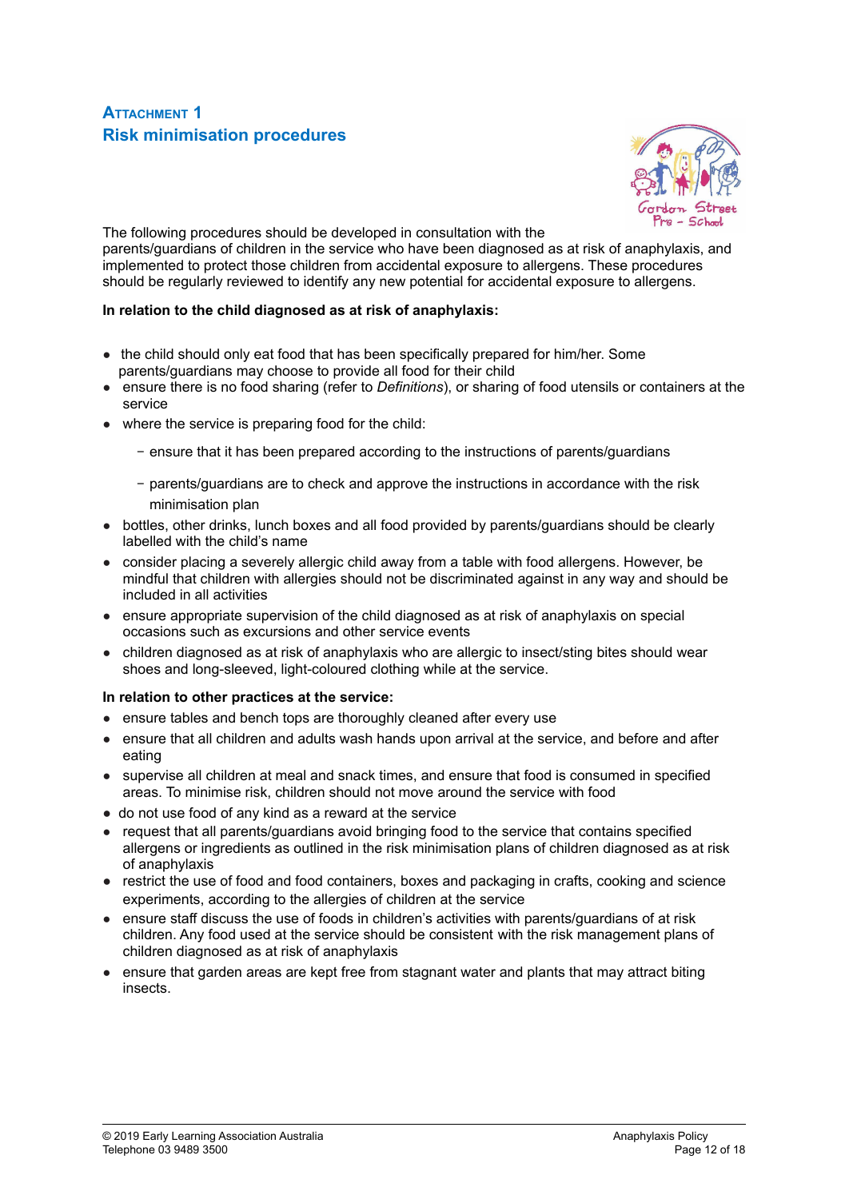## Attachment 1
## Risk minimisation procedures

The following procedures should be developed in consultation with the parents/guardians of children in the service who have been diagnosed as at risk of anaphylaxis, and implemented to protect those children from accidental exposure to allergens. These procedures should be regularly reviewed to identify any new potential for accidental exposure to allergens.

**In relation to the child diagnosed as at risk of anaphylaxis:**

- the child should only eat food that has been specifically prepared for him/her. Some parents/guardians may choose to provide all food for their child
- ensure there is no food sharing (refer to *Definitions*), or sharing of food utensils or containers at the service
- where the service is preparing food for the child:
  - ensure that it has been prepared according to the instructions of parents/guardians
  - parents/guardians are to check and approve the instructions in accordance with the risk minimisation plan
- bottles, other drinks, lunch boxes and all food provided by parents/guardians should be clearly labelled with the child's name
- consider placing a severely allergic child away from a table with food allergens. However, be mindful that children with allergies should not be discriminated against in any way and should be included in all activities
- ensure appropriate supervision of the child diagnosed as at risk of anaphylaxis on special occasions such as excursions and other service events
- children diagnosed as at risk of anaphylaxis who are allergic to insect/sting bites should wear shoes and long-sleeved, light-coloured clothing while at the service.

**In relation to other practices at the service:**

- ensure tables and bench tops are thoroughly cleaned after every use
- ensure that all children and adults wash hands upon arrival at the service, and before and after eating
- supervise all children at meal and snack times, and ensure that food is consumed in specified areas. To minimise risk, children should not move around the service with food
- do not use food of any kind as a reward at the service
- request that all parents/guardians avoid bringing food to the service that contains specified allergens or ingredients as outlined in the risk minimisation plans of children diagnosed as at risk of anaphylaxis
- restrict the use of food and food containers, boxes and packaging in crafts, cooking and science experiments, according to the allergies of children at the service
- ensure staff discuss the use of foods in children's activities with parents/guardians of at risk children. Any food used at the service should be consistent with the risk management plans of children diagnosed as at risk of anaphylaxis
- ensure that garden areas are kept free from stagnant water and plants that may attract biting insects.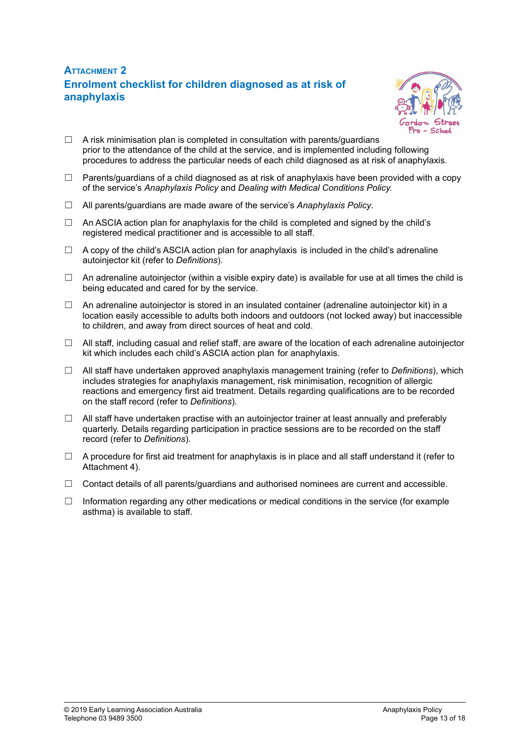## ATTACHMENT 2

## Enrolment checklist for children diagnosed as at risk of anaphylaxis

- ☐ A risk minimisation plan is completed in consultation with parents/guardians prior to the attendance of the child at the service, and is implemented including following procedures to address the particular needs of each child diagnosed as at risk of anaphylaxis.
- ☐ Parents/guardians of a child diagnosed as at risk of anaphylaxis have been provided with a copy of the service's *Anaphylaxis Policy* and *Dealing with Medical Conditions Policy.*
- ☐ All parents/guardians are made aware of the service's *Anaphylaxis Policy*.
- ☐ An ASCIA action plan for anaphylaxis for the child is completed and signed by the child's registered medical practitioner and is accessible to all staff.
- ☐ A copy of the child's ASCIA action plan for anaphylaxis is included in the child's adrenaline autoinjector kit (refer to *Definitions*).
- ☐ An adrenaline autoinjector (within a visible expiry date) is available for use at all times the child is being educated and cared for by the service.
- ☐ An adrenaline autoinjector is stored in an insulated container (adrenaline autoinjector kit) in a location easily accessible to adults both indoors and outdoors (not locked away) but inaccessible to children, and away from direct sources of heat and cold.
- ☐ All staff, including casual and relief staff, are aware of the location of each adrenaline autoinjector kit which includes each child's ASCIA action plan for anaphylaxis.
- ☐ All staff have undertaken approved anaphylaxis management training (refer to *Definitions*), which includes strategies for anaphylaxis management, risk minimisation, recognition of allergic reactions and emergency first aid treatment. Details regarding qualifications are to be recorded on the staff record (refer to *Definitions*).
- ☐ All staff have undertaken practise with an autoinjector trainer at least annually and preferably quarterly. Details regarding participation in practice sessions are to be recorded on the staff record (refer to *Definitions*).
- ☐ A procedure for first aid treatment for anaphylaxis is in place and all staff understand it (refer to Attachment 4).
- ☐ Contact details of all parents/guardians and authorised nominees are current and accessible.
- ☐ Information regarding any other medications or medical conditions in the service (for example asthma) is available to staff.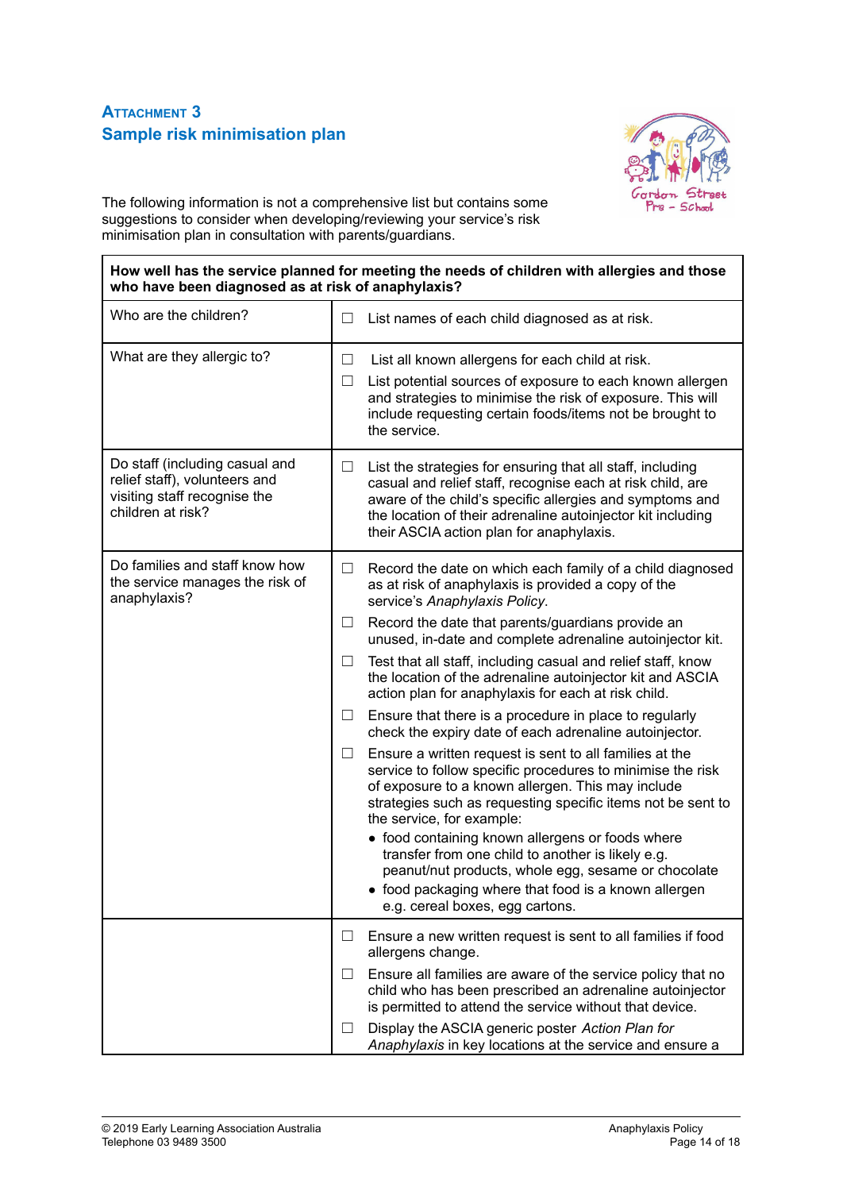## Attachment 3

## Sample risk minimisation plan

The following information is not a comprehensive list but contains some suggestions to consider when developing/reviewing your service's risk minimisation plan in consultation with parents/guardians.

| How well has the service planned for meeting the needs of children with allergies and those who have been diagnosed as at risk of anaphylaxis? | |
|---|---|
| Who are the children? | ☐ List names of each child diagnosed as at risk. |
| What are they allergic to? | ☐ List all known allergens for each child at risk.<br>☐ List potential sources of exposure to each known allergen and strategies to minimise the risk of exposure. This will include requesting certain foods/items not be brought to the service. |
| Do staff (including casual and relief staff), volunteers and visiting staff recognise the children at risk? | ☐ List the strategies for ensuring that all staff, including casual and relief staff, recognise each at risk child, are aware of the child's specific allergies and symptoms and the location of their adrenaline autoinjector kit including their ASCIA action plan for anaphylaxis. |
| Do families and staff know how the service manages the risk of anaphylaxis? | ☐ Record the date on which each family of a child diagnosed as at risk of anaphylaxis is provided a copy of the service's *Anaphylaxis Policy*.<br>☐ Record the date that parents/guardians provide an unused, in-date and complete adrenaline autoinjector kit.<br>☐ Test that all staff, including casual and relief staff, know the location of the adrenaline autoinjector kit and ASCIA action plan for anaphylaxis for each at risk child.<br>☐ Ensure that there is a procedure in place to regularly check the expiry date of each adrenaline autoinjector.<br>☐ Ensure a written request is sent to all families at the service to follow specific procedures to minimise the risk of exposure to a known allergen. This may include strategies such as requesting specific items not be sent to the service, for example:<br>• food containing known allergens or foods where transfer from one child to another is likely e.g. peanut/nut products, whole egg, sesame or chocolate<br>• food packaging where that food is a known allergen e.g. cereal boxes, egg cartons. |
| | ☐ Ensure a new written request is sent to all families if food allergens change.<br>☐ Ensure all families are aware of the service policy that no child who has been prescribed an adrenaline autoinjector is permitted to attend the service without that device.<br>☐ Display the ASCIA generic poster *Action Plan for Anaphylaxis* in key locations at the service and ensure a |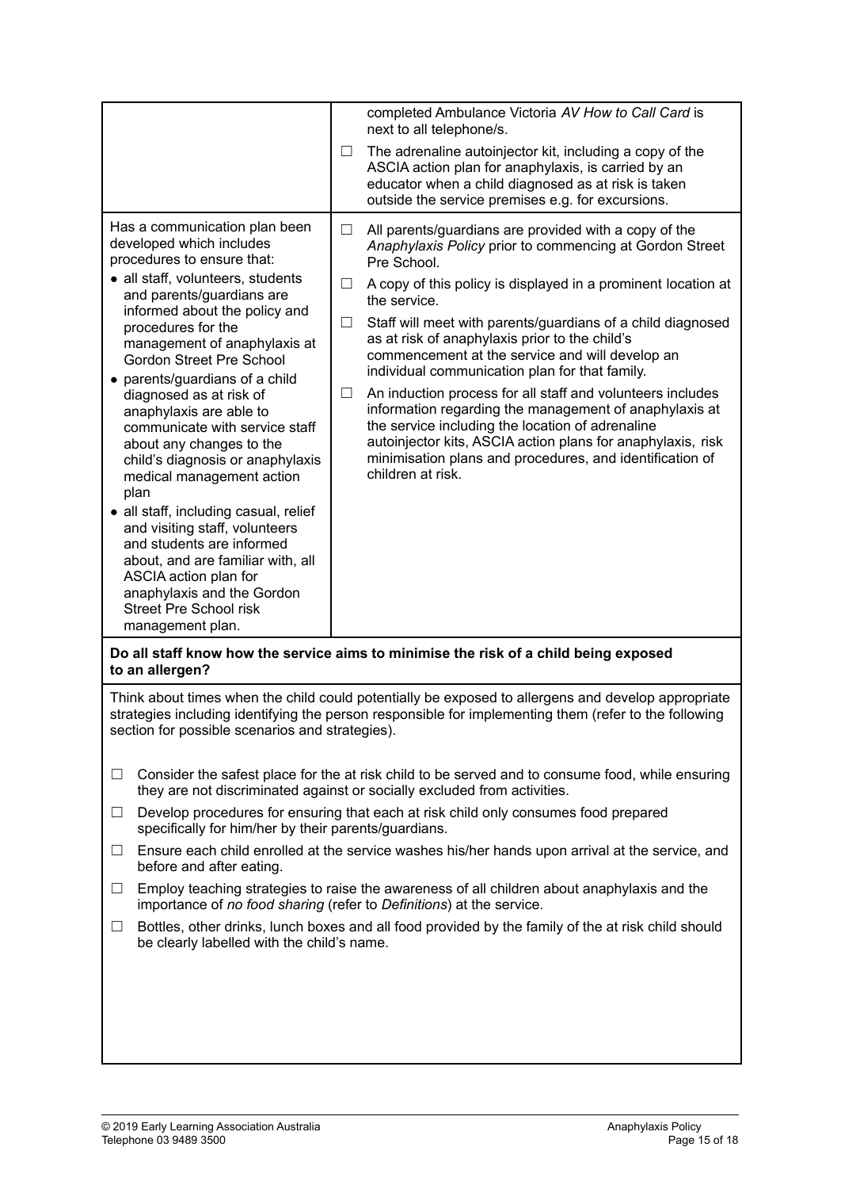| | |
|---|---|
| | completed Ambulance Victoria *AV How to Call Card* is next to all telephone/s.<br>☐ The adrenaline autoinjector kit, including a copy of the ASCIA action plan for anaphylaxis, is carried by an educator when a child diagnosed as at risk is taken outside the service premises e.g. for excursions. |
| Has a communication plan been developed which includes procedures to ensure that:<br>• all staff, volunteers, students and parents/guardians are informed about the policy and procedures for the management of anaphylaxis at Gordon Street Pre School<br>• parents/guardians of a child diagnosed as at risk of anaphylaxis are able to communicate with service staff about any changes to the child's diagnosis or anaphylaxis medical management action plan<br>• all staff, including casual, relief and visiting staff, volunteers and students are informed about, and are familiar with, all ASCIA action plan for anaphylaxis and the Gordon Street Pre School risk management plan. | ☐ All parents/guardians are provided with a copy of the *Anaphylaxis Policy* prior to commencing at Gordon Street Pre School.<br>☐ A copy of this policy is displayed in a prominent location at the service.<br>☐ Staff will meet with parents/guardians of a child diagnosed as at risk of anaphylaxis prior to the child's commencement at the service and will develop an individual communication plan for that family.<br>☐ An induction process for all staff and volunteers includes information regarding the management of anaphylaxis at the service including the location of adrenaline autoinjector kits, ASCIA action plans for anaphylaxis, risk minimisation plans and procedures, and identification of children at risk. |

**Do all staff know how the service aims to minimise the risk of a child being exposed to an allergen?**

Think about times when the child could potentially be exposed to allergens and develop appropriate strategies including identifying the person responsible for implementing them (refer to the following section for possible scenarios and strategies).

- ☐ Consider the safest place for the at risk child to be served and to consume food, while ensuring they are not discriminated against or socially excluded from activities.
- ☐ Develop procedures for ensuring that each at risk child only consumes food prepared specifically for him/her by their parents/guardians.
- ☐ Ensure each child enrolled at the service washes his/her hands upon arrival at the service, and before and after eating.
- ☐ Employ teaching strategies to raise the awareness of all children about anaphylaxis and the importance of *no food sharing* (refer to *Definitions*) at the service.
- ☐ Bottles, other drinks, lunch boxes and all food provided by the family of the at risk child should be clearly labelled with the child's name.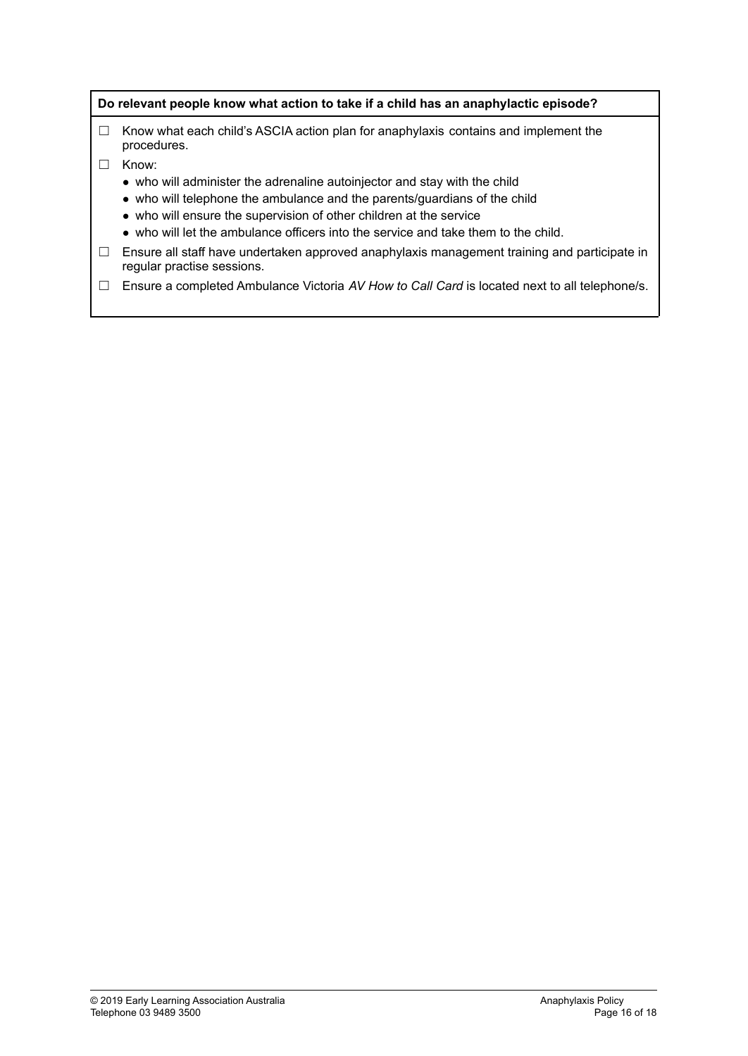**Do relevant people know what action to take if a child has an anaphylactic episode?**

☐ Know what each child's ASCIA action plan for anaphylaxis contains and implement the procedures.

☐ Know:

- who will administer the adrenaline autoinjector and stay with the child
- who will telephone the ambulance and the parents/guardians of the child
- who will ensure the supervision of other children at the service
- who will let the ambulance officers into the service and take them to the child.

☐ Ensure all staff have undertaken approved anaphylaxis management training and participate in regular practise sessions.

☐ Ensure a completed Ambulance Victoria *AV How to Call Card* is located next to all telephone/s.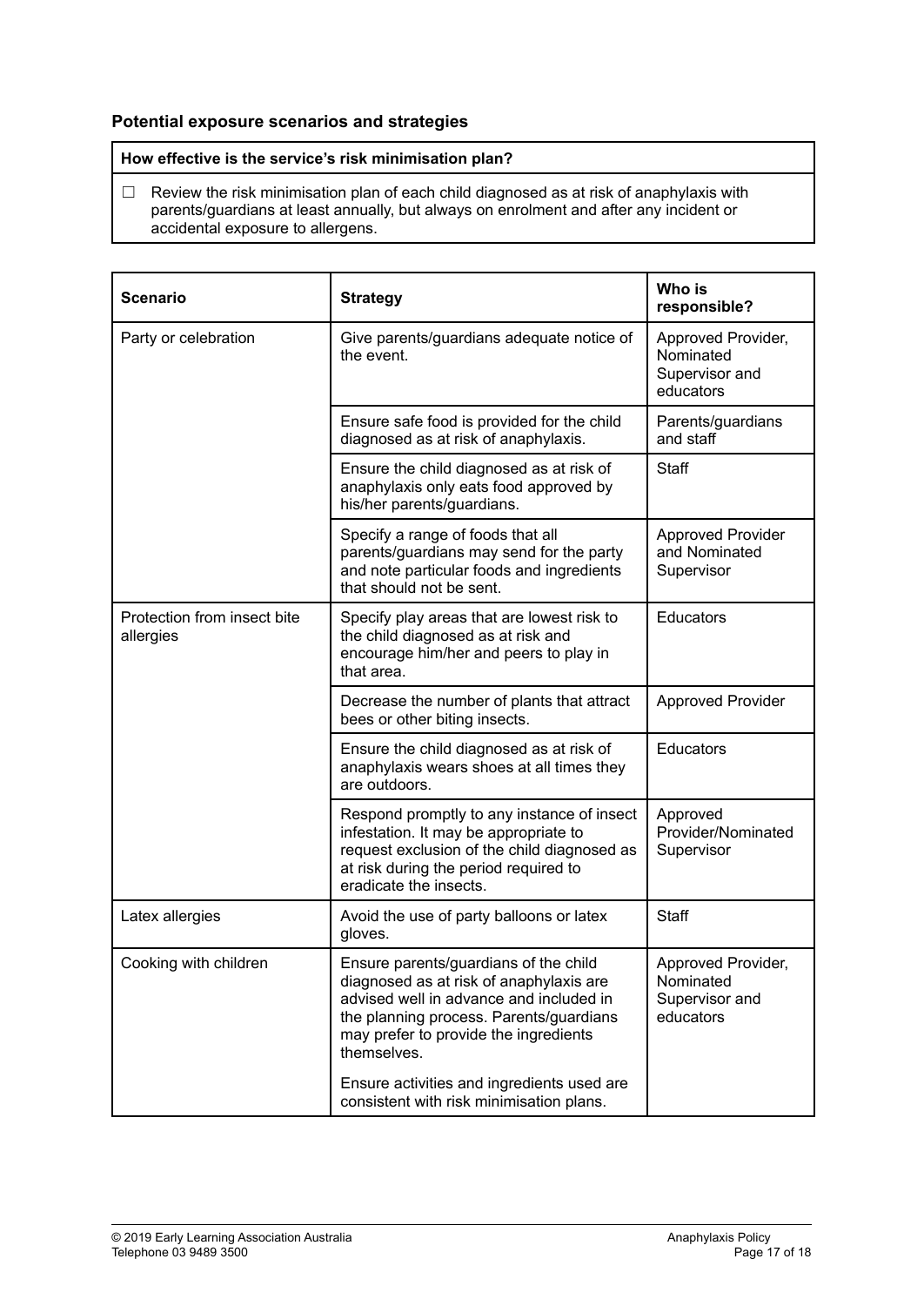### Potential exposure scenarios and strategies

| How effective is the service's risk minimisation plan? |
| --- |
| ☐ Review the risk minimisation plan of each child diagnosed as at risk of anaphylaxis with parents/guardians at least annually, but always on enrolment and after any incident or accidental exposure to allergens. |

| Scenario | Strategy | Who is responsible? |
| --- | --- | --- |
| Party or celebration | Give parents/guardians adequate notice of the event. | Approved Provider, Nominated Supervisor and educators |
| | Ensure safe food is provided for the child diagnosed as at risk of anaphylaxis. | Parents/guardians and staff |
| | Ensure the child diagnosed as at risk of anaphylaxis only eats food approved by his/her parents/guardians. | Staff |
| | Specify a range of foods that all parents/guardians may send for the party and note particular foods and ingredients that should not be sent. | Approved Provider and Nominated Supervisor |
| Protection from insect bite allergies | Specify play areas that are lowest risk to the child diagnosed as at risk and encourage him/her and peers to play in that area. | Educators |
| | Decrease the number of plants that attract bees or other biting insects. | Approved Provider |
| | Ensure the child diagnosed as at risk of anaphylaxis wears shoes at all times they are outdoors. | Educators |
| | Respond promptly to any instance of insect infestation. It may be appropriate to request exclusion of the child diagnosed as at risk during the period required to eradicate the insects. | Approved Provider/Nominated Supervisor |
| Latex allergies | Avoid the use of party balloons or latex gloves. | Staff |
| Cooking with children | Ensure parents/guardians of the child diagnosed as at risk of anaphylaxis are advised well in advance and included in the planning process. Parents/guardians may prefer to provide the ingredients themselves.<br><br>Ensure activities and ingredients used are consistent with risk minimisation plans. | Approved Provider, Nominated Supervisor and educators |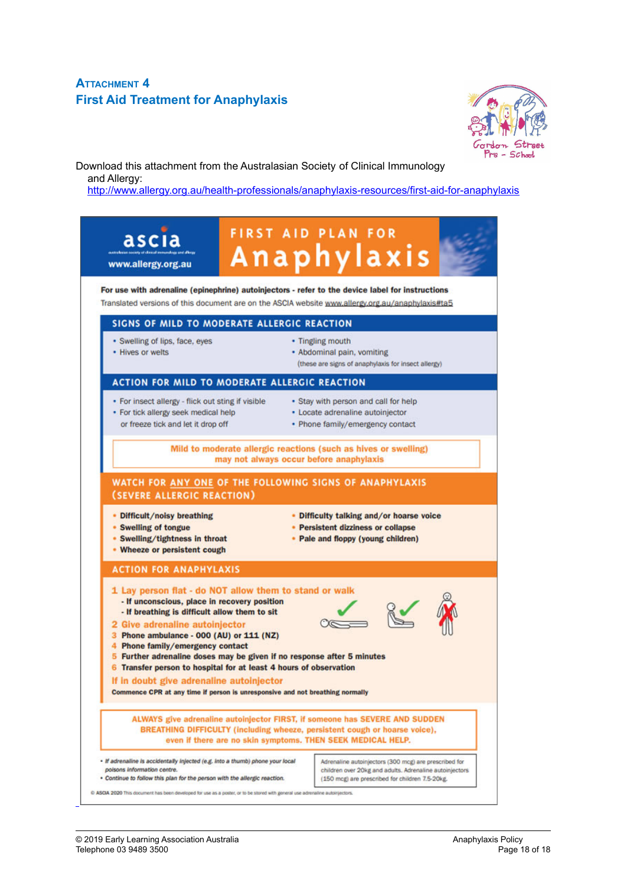## ATTACHMENT 4
## First Aid Treatment for Anaphylaxis

Download this attachment from the Australasian Society of Clinical Immunology and Allergy:
http://www.allergy.org.au/health-professionals/anaphylaxis-resources/first-aid-for-anaphylaxis

ascia
australasian society of clinical immunology and allergy
www.allergy.org.au

# FIRST AID PLAN FOR Anaphylaxis

**For use with adrenaline (epinephrine) autoinjectors - refer to the device label for instructions**

Translated versions of this document are on the ASCIA website www.allergy.org.au/anaphylaxis#ta5

### SIGNS OF MILD TO MODERATE ALLERGIC REACTION

- Swelling of lips, face, eyes
- Hives or welts
- Tingling mouth
- Abdominal pain, vomiting (these are signs of anaphylaxis for insect allergy)

### ACTION FOR MILD TO MODERATE ALLERGIC REACTION

- For insect allergy - flick out sting if visible
- For tick allergy seek medical help or freeze tick and let it drop off
- Stay with person and call for help
- Locate adrenaline autoinjector
- Phone family/emergency contact

**Mild to moderate allergic reactions (such as hives or swelling) may not always occur before anaphylaxis**

### WATCH FOR ANY ONE OF THE FOLLOWING SIGNS OF ANAPHYLAXIS (SEVERE ALLERGIC REACTION)

- **Difficult/noisy breathing**
- **Swelling of tongue**
- **Swelling/tightness in throat**
- **Wheeze or persistent cough**
- **Difficulty talking and/or hoarse voice**
- **Persistent dizziness or collapse**
- **Pale and floppy (young children)**

### ACTION FOR ANAPHYLAXIS

1. **Lay person flat - do NOT allow them to stand or walk**
   - **If unconscious, place in recovery position**
   - **If breathing is difficult allow them to sit**
2. **Give adrenaline autoinjector**
3. **Phone ambulance - 000 (AU) or 111 (NZ)**
4. **Phone family/emergency contact**
5. **Further adrenaline doses may be given if no response after 5 minutes**
6. **Transfer person to hospital for at least 4 hours of observation**

**If in doubt give adrenaline autoinjector**

**Commence CPR at any time if person is unresponsive and not breathing normally**

**ALWAYS give adrenaline autoinjector FIRST, if someone has SEVERE AND SUDDEN BREATHING DIFFICULTY (including wheeze, persistent cough or hoarse voice), even if there are no skin symptoms. THEN SEEK MEDICAL HELP.**

- *If adrenaline is accidentally injected (e.g. into a thumb) phone your local poisons information centre.*
- *Continue to follow this plan for the person with the allergic reaction.*

Adrenaline autoinjectors (300 mcg) are prescribed for children over 20kg and adults. Adrenaline autoinjectors (150 mcg) are prescribed for children 7.5-20kg.

© ASCIA 2020 This document has been developed for use as a poster, or to be stored with general use adrenaline autoinjectors.